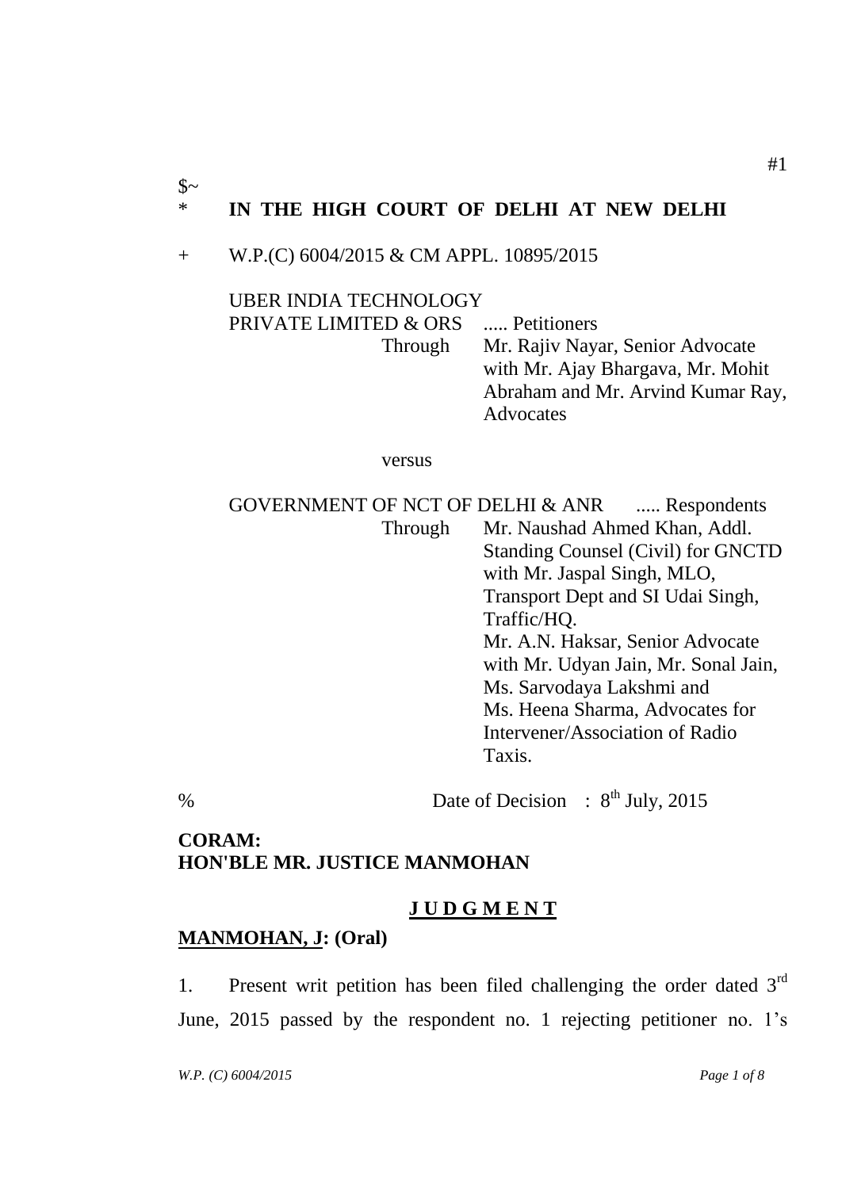$~

\* **IN THE HIGH COURT OF DELHI AT NEW DELHI**

\+ W.P.(C) 6004/2015 & CM APPL. 10895/2015

UBER INDIA TECHNOLOGY PRIVATE LIMITED & ORS ..... Petitioners

Through Mr. Rajiv Nayar, Senior Advocate with Mr. Ajay Bhargava, Mr. Mohit Abraham and Mr. Arvind Kumar Ray, Advocates

versus

GOVERNMENT OF NCT OF DELHI & ANR ..... Respondents

Through Mr. Naushad Ahmed Khan, Addl. Standing Counsel (Civil) for GNCTD with Mr. Jaspal Singh, MLO, Transport Dept and SI Udai Singh, Traffic/HQ.
Mr. A.N. Haksar, Senior Advocate with Mr. Udyan Jain, Mr. Sonal Jain, Ms. Sarvodaya Lakshmi and Ms. Heena Sharma, Advocates for Intervener/Association of Radio Taxis.

% Date of Decision : 8th July, 2015

**CORAM:**
**HON'BLE MR. JUSTICE MANMOHAN**

**<u>J U D G M E N T</u>**

**<u>MANMOHAN, J</u>: (Oral)**

1. Present writ petition has been filed challenging the order dated 3rd June, 2015 passed by the respondent no. 1 rejecting petitioner no. 1's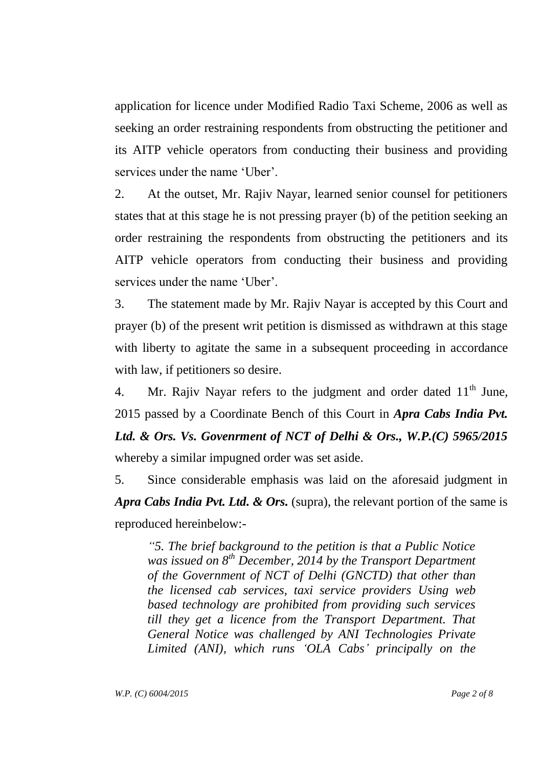application for licence under Modified Radio Taxi Scheme, 2006 as well as seeking an order restraining respondents from obstructing the petitioner and its AITP vehicle operators from conducting their business and providing services under the name 'Uber'.

2. At the outset, Mr. Rajiv Nayar, learned senior counsel for petitioners states that at this stage he is not pressing prayer (b) of the petition seeking an order restraining the respondents from obstructing the petitioners and its AITP vehicle operators from conducting their business and providing services under the name 'Uber'.

3. The statement made by Mr. Rajiv Nayar is accepted by this Court and prayer (b) of the present writ petition is dismissed as withdrawn at this stage with liberty to agitate the same in a subsequent proceeding in accordance with law, if petitioners so desire.

4. Mr. Rajiv Nayar refers to the judgment and order dated 11th June, 2015 passed by a Coordinate Bench of this Court in ***Apra Cabs India Pvt. Ltd. & Ors. Vs. Govenrment of NCT of Delhi & Ors., W.P.(C) 5965/2015*** whereby a similar impugned order was set aside.

5. Since considerable emphasis was laid on the aforesaid judgment in ***Apra Cabs India Pvt. Ltd. & Ors.*** (supra), the relevant portion of the same is reproduced hereinbelow:-

> *"5. The brief background to the petition is that a Public Notice was issued on 8th December, 2014 by the Transport Department of the Government of NCT of Delhi (GNCTD) that other than the licensed cab services, taxi service providers Using web based technology are prohibited from providing such services till they get a licence from the Transport Department. That General Notice was challenged by ANI Technologies Private Limited (ANI), which runs 'OLA Cabs' principally on the*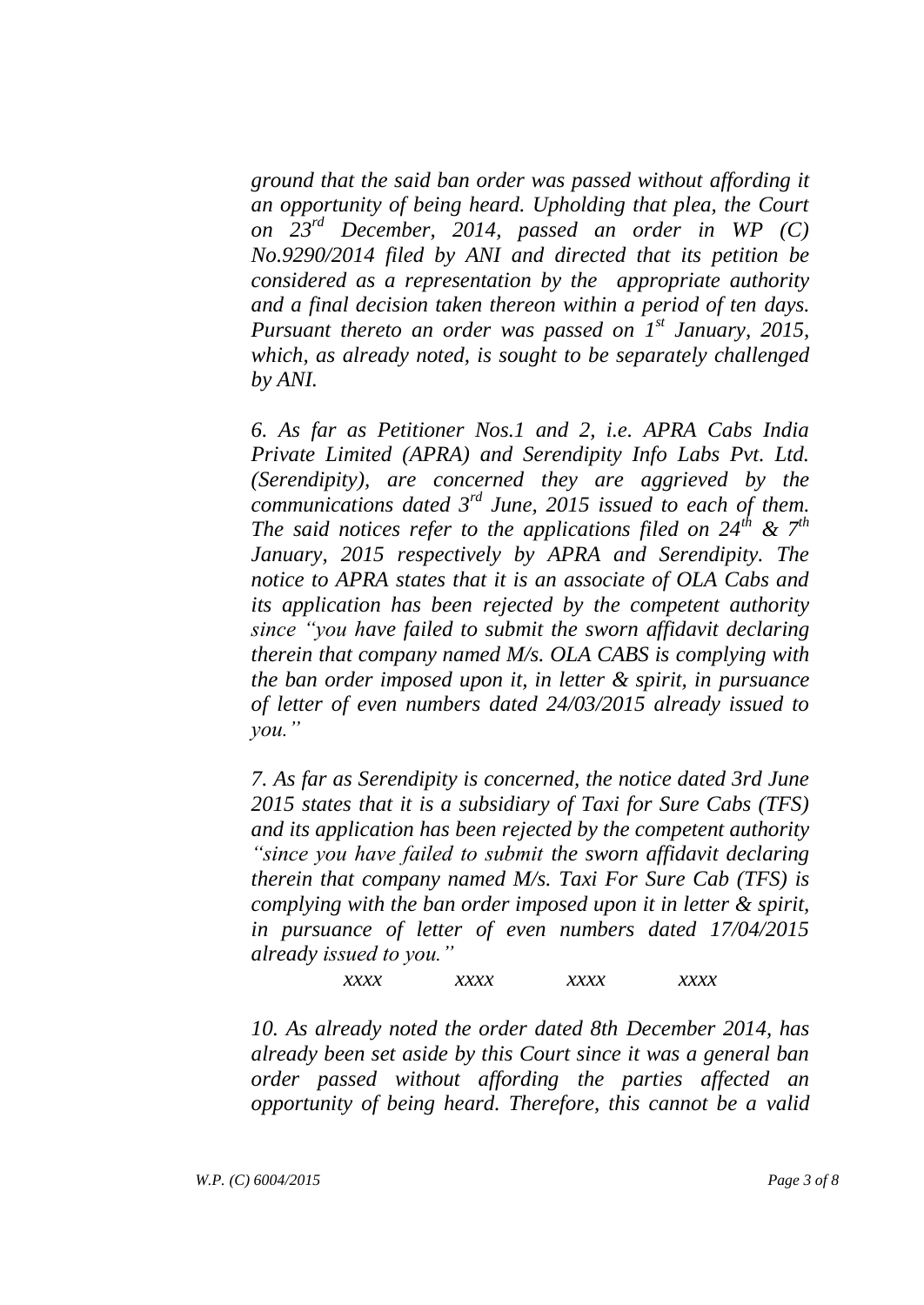*ground that the said ban order was passed without affording it an opportunity of being heard. Upholding that plea, the Court on 23rd December, 2014, passed an order in WP (C) No.9290/2014 filed by ANI and directed that its petition be considered as a representation by the appropriate authority and a final decision taken thereon within a period of ten days. Pursuant thereto an order was passed on 1st January, 2015, which, as already noted, is sought to be separately challenged by ANI.*

*6. As far as Petitioner Nos.1 and 2, i.e. APRA Cabs India Private Limited (APRA) and Serendipity Info Labs Pvt. Ltd. (Serendipity), are concerned they are aggrieved by the communications dated 3rd June, 2015 issued to each of them. The said notices refer to the applications filed on 24th & 7th January, 2015 respectively by APRA and Serendipity. The notice to APRA states that it is an associate of OLA Cabs and its application has been rejected by the competent authority since "you have failed to submit the sworn affidavit declaring therein that company named M/s. OLA CABS is complying with the ban order imposed upon it, in letter & spirit, in pursuance of letter of even numbers dated 24/03/2015 already issued to you."*

*7. As far as Serendipity is concerned, the notice dated 3rd June 2015 states that it is a subsidiary of Taxi for Sure Cabs (TFS) and its application has been rejected by the competent authority "since you have failed to submit the sworn affidavit declaring therein that company named M/s. Taxi For Sure Cab (TFS) is complying with the ban order imposed upon it in letter & spirit, in pursuance of letter of even numbers dated 17/04/2015 already issued to you."*

*xxxx xxxx xxxx xxxx*

*10. As already noted the order dated 8th December 2014, has already been set aside by this Court since it was a general ban order passed without affording the parties affected an opportunity of being heard. Therefore, this cannot be a valid*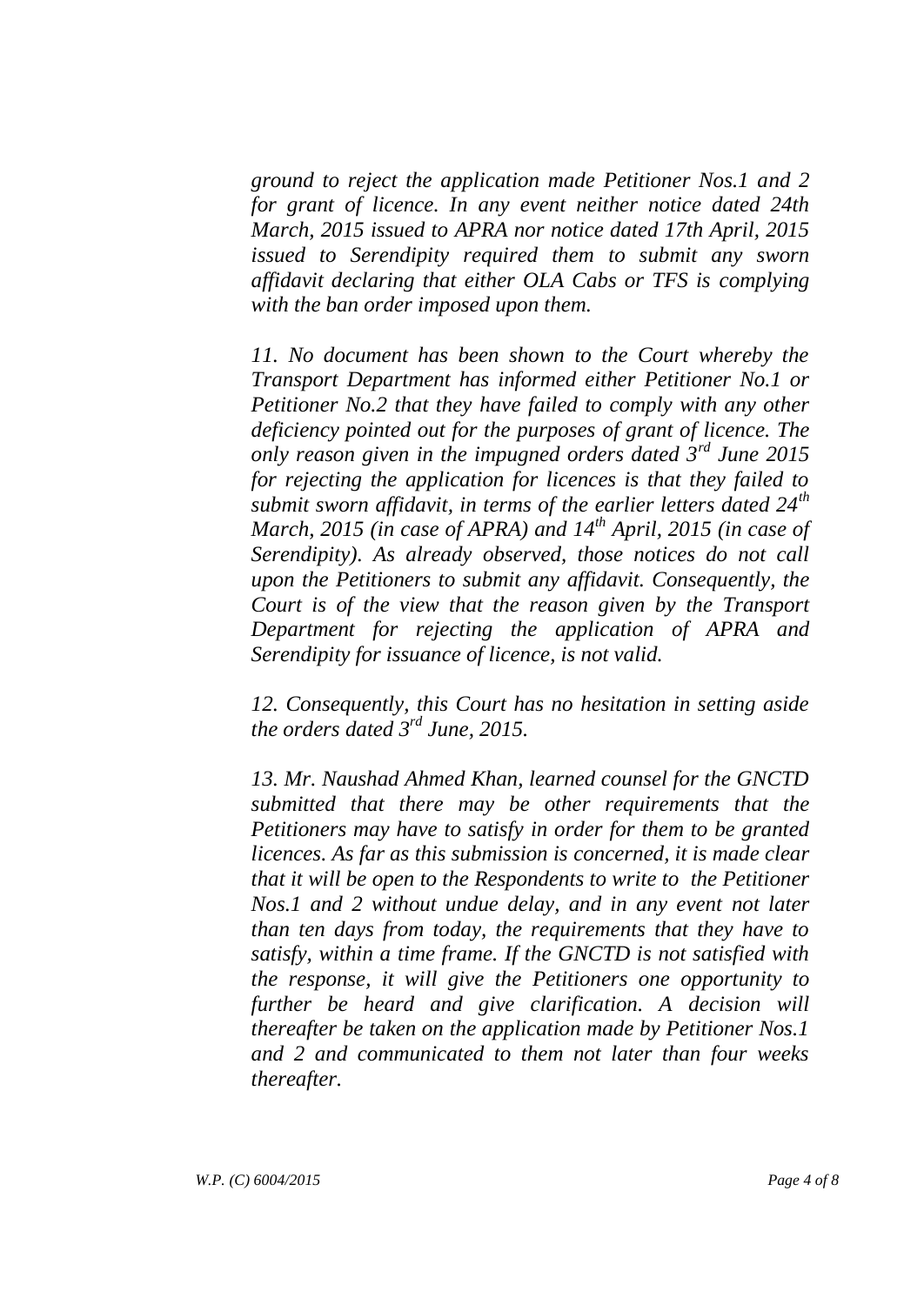*ground to reject the application made Petitioner Nos.1 and 2 for grant of licence. In any event neither notice dated 24th March, 2015 issued to APRA nor notice dated 17th April, 2015 issued to Serendipity required them to submit any sworn affidavit declaring that either OLA Cabs or TFS is complying with the ban order imposed upon them.*

*11. No document has been shown to the Court whereby the Transport Department has informed either Petitioner No.1 or Petitioner No.2 that they have failed to comply with any other deficiency pointed out for the purposes of grant of licence. The only reason given in the impugned orders dated 3rd June 2015 for rejecting the application for licences is that they failed to submit sworn affidavit, in terms of the earlier letters dated 24th March, 2015 (in case of APRA) and 14th April, 2015 (in case of Serendipity). As already observed, those notices do not call upon the Petitioners to submit any affidavit. Consequently, the Court is of the view that the reason given by the Transport Department for rejecting the application of APRA and Serendipity for issuance of licence, is not valid.*

*12. Consequently, this Court has no hesitation in setting aside the orders dated 3rd June, 2015.*

*13. Mr. Naushad Ahmed Khan, learned counsel for the GNCTD submitted that there may be other requirements that the Petitioners may have to satisfy in order for them to be granted licences. As far as this submission is concerned, it is made clear that it will be open to the Respondents to write to the Petitioner Nos.1 and 2 without undue delay, and in any event not later than ten days from today, the requirements that they have to satisfy, within a time frame. If the GNCTD is not satisfied with the response, it will give the Petitioners one opportunity to further be heard and give clarification. A decision will thereafter be taken on the application made by Petitioner Nos.1 and 2 and communicated to them not later than four weeks thereafter.*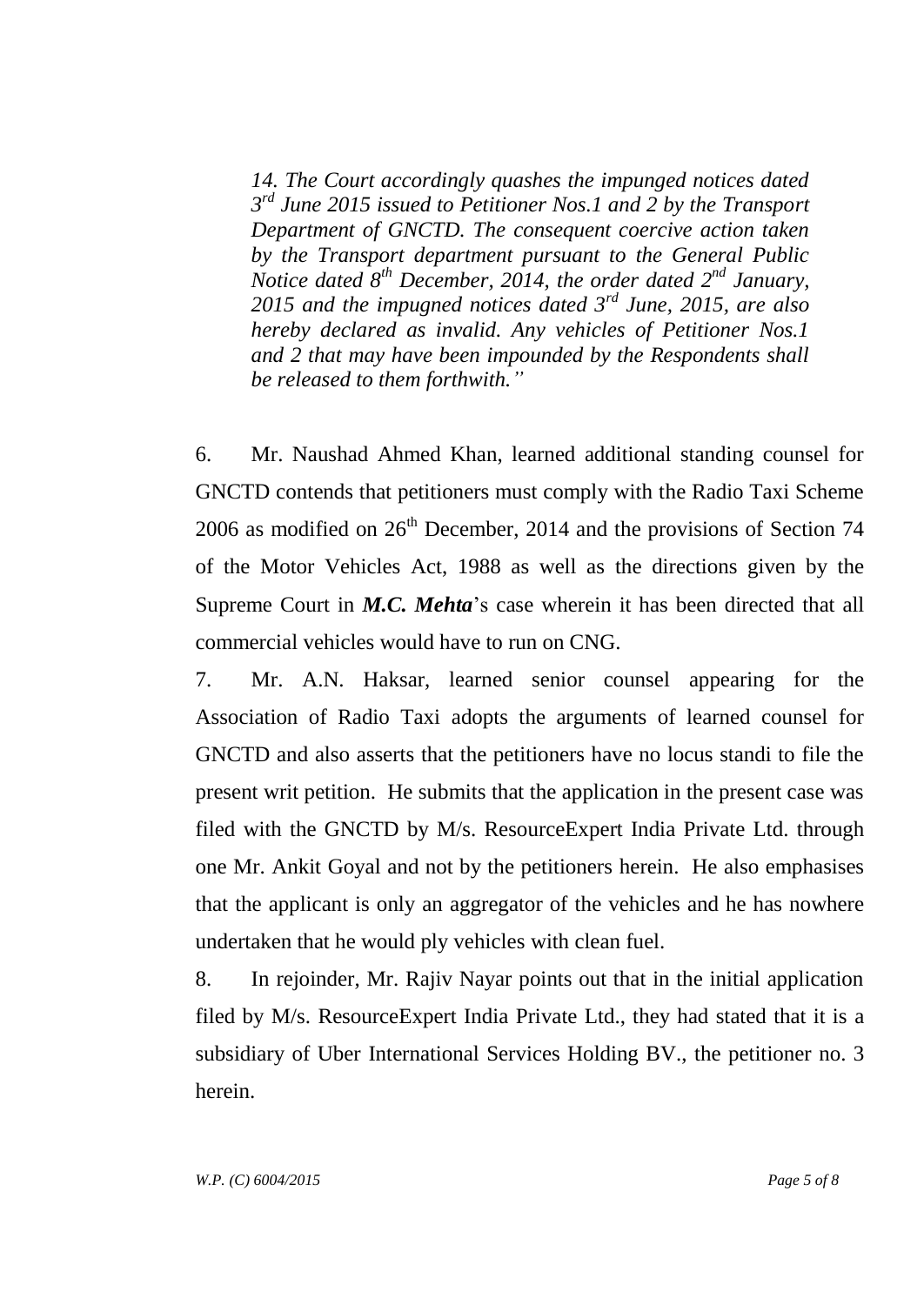*14. The Court accordingly quashes the impunged notices dated 3rd June 2015 issued to Petitioner Nos.1 and 2 by the Transport Department of GNCTD. The consequent coercive action taken by the Transport department pursuant to the General Public Notice dated 8th December, 2014, the order dated 2nd January, 2015 and the impugned notices dated 3rd June, 2015, are also hereby declared as invalid. Any vehicles of Petitioner Nos.1 and 2 that may have been impounded by the Respondents shall be released to them forthwith."*

6. Mr. Naushad Ahmed Khan, learned additional standing counsel for GNCTD contends that petitioners must comply with the Radio Taxi Scheme 2006 as modified on 26th December, 2014 and the provisions of Section 74 of the Motor Vehicles Act, 1988 as well as the directions given by the Supreme Court in ***M.C. Mehta***'s case wherein it has been directed that all commercial vehicles would have to run on CNG.

7. Mr. A.N. Haksar, learned senior counsel appearing for the Association of Radio Taxi adopts the arguments of learned counsel for GNCTD and also asserts that the petitioners have no locus standi to file the present writ petition. He submits that the application in the present case was filed with the GNCTD by M/s. ResourceExpert India Private Ltd. through one Mr. Ankit Goyal and not by the petitioners herein. He also emphasises that the applicant is only an aggregator of the vehicles and he has nowhere undertaken that he would ply vehicles with clean fuel.

8. In rejoinder, Mr. Rajiv Nayar points out that in the initial application filed by M/s. ResourceExpert India Private Ltd., they had stated that it is a subsidiary of Uber International Services Holding BV., the petitioner no. 3 herein.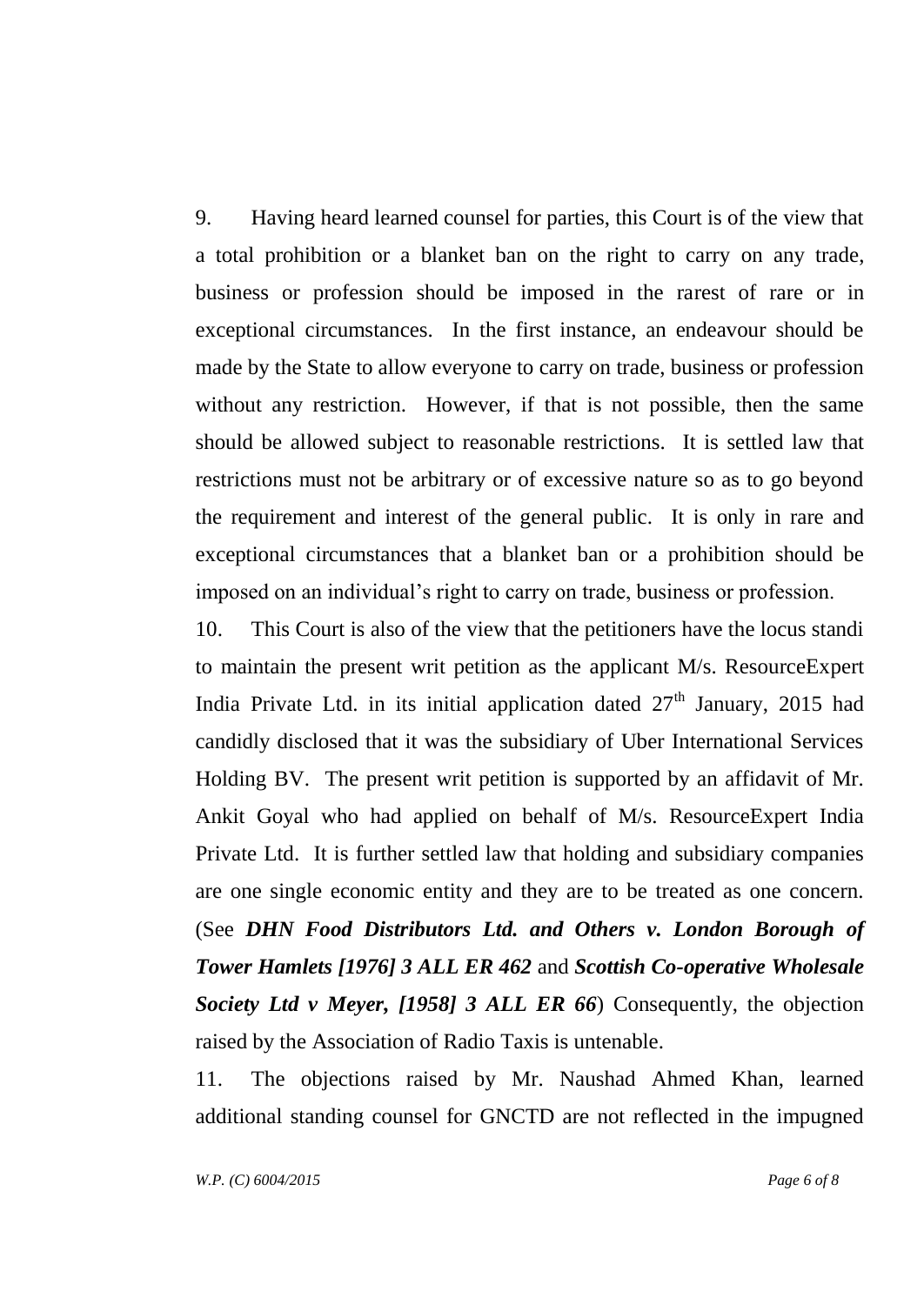9. Having heard learned counsel for parties, this Court is of the view that a total prohibition or a blanket ban on the right to carry on any trade, business or profession should be imposed in the rarest of rare or in exceptional circumstances. In the first instance, an endeavour should be made by the State to allow everyone to carry on trade, business or profession without any restriction. However, if that is not possible, then the same should be allowed subject to reasonable restrictions. It is settled law that restrictions must not be arbitrary or of excessive nature so as to go beyond the requirement and interest of the general public. It is only in rare and exceptional circumstances that a blanket ban or a prohibition should be imposed on an individual's right to carry on trade, business or profession.

10. This Court is also of the view that the petitioners have the locus standi to maintain the present writ petition as the applicant M/s. ResourceExpert India Private Ltd. in its initial application dated 27th January, 2015 had candidly disclosed that it was the subsidiary of Uber International Services Holding BV. The present writ petition is supported by an affidavit of Mr. Ankit Goyal who had applied on behalf of M/s. ResourceExpert India Private Ltd. It is further settled law that holding and subsidiary companies are one single economic entity and they are to be treated as one concern. (See ***DHN Food Distributors Ltd. and Others v. London Borough of Tower Hamlets [1976] 3 ALL ER 462*** and ***Scottish Co-operative Wholesale Society Ltd v Meyer, [1958] 3 ALL ER 66***) Consequently, the objection raised by the Association of Radio Taxis is untenable.

11. The objections raised by Mr. Naushad Ahmed Khan, learned additional standing counsel for GNCTD are not reflected in the impugned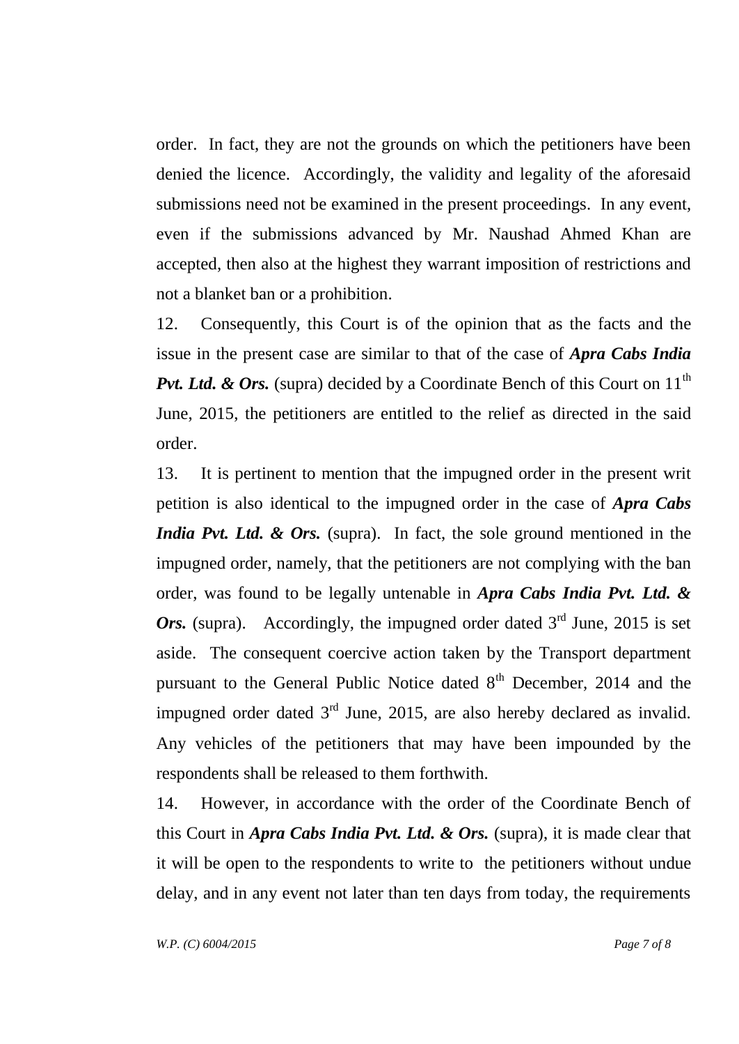order. In fact, they are not the grounds on which the petitioners have been denied the licence. Accordingly, the validity and legality of the aforesaid submissions need not be examined in the present proceedings. In any event, even if the submissions advanced by Mr. Naushad Ahmed Khan are accepted, then also at the highest they warrant imposition of restrictions and not a blanket ban or a prohibition.

12. Consequently, this Court is of the opinion that as the facts and the issue in the present case are similar to that of the case of ***Apra Cabs India Pvt. Ltd. & Ors.*** (supra) decided by a Coordinate Bench of this Court on 11th June, 2015, the petitioners are entitled to the relief as directed in the said order.

13. It is pertinent to mention that the impugned order in the present writ petition is also identical to the impugned order in the case of ***Apra Cabs India Pvt. Ltd. & Ors.*** (supra). In fact, the sole ground mentioned in the impugned order, namely, that the petitioners are not complying with the ban order, was found to be legally untenable in ***Apra Cabs India Pvt. Ltd. & Ors.*** (supra). Accordingly, the impugned order dated 3rd June, 2015 is set aside. The consequent coercive action taken by the Transport department pursuant to the General Public Notice dated 8th December, 2014 and the impugned order dated 3rd June, 2015, are also hereby declared as invalid. Any vehicles of the petitioners that may have been impounded by the respondents shall be released to them forthwith.

14. However, in accordance with the order of the Coordinate Bench of this Court in ***Apra Cabs India Pvt. Ltd. & Ors.*** (supra), it is made clear that it will be open to the respondents to write to the petitioners without undue delay, and in any event not later than ten days from today, the requirements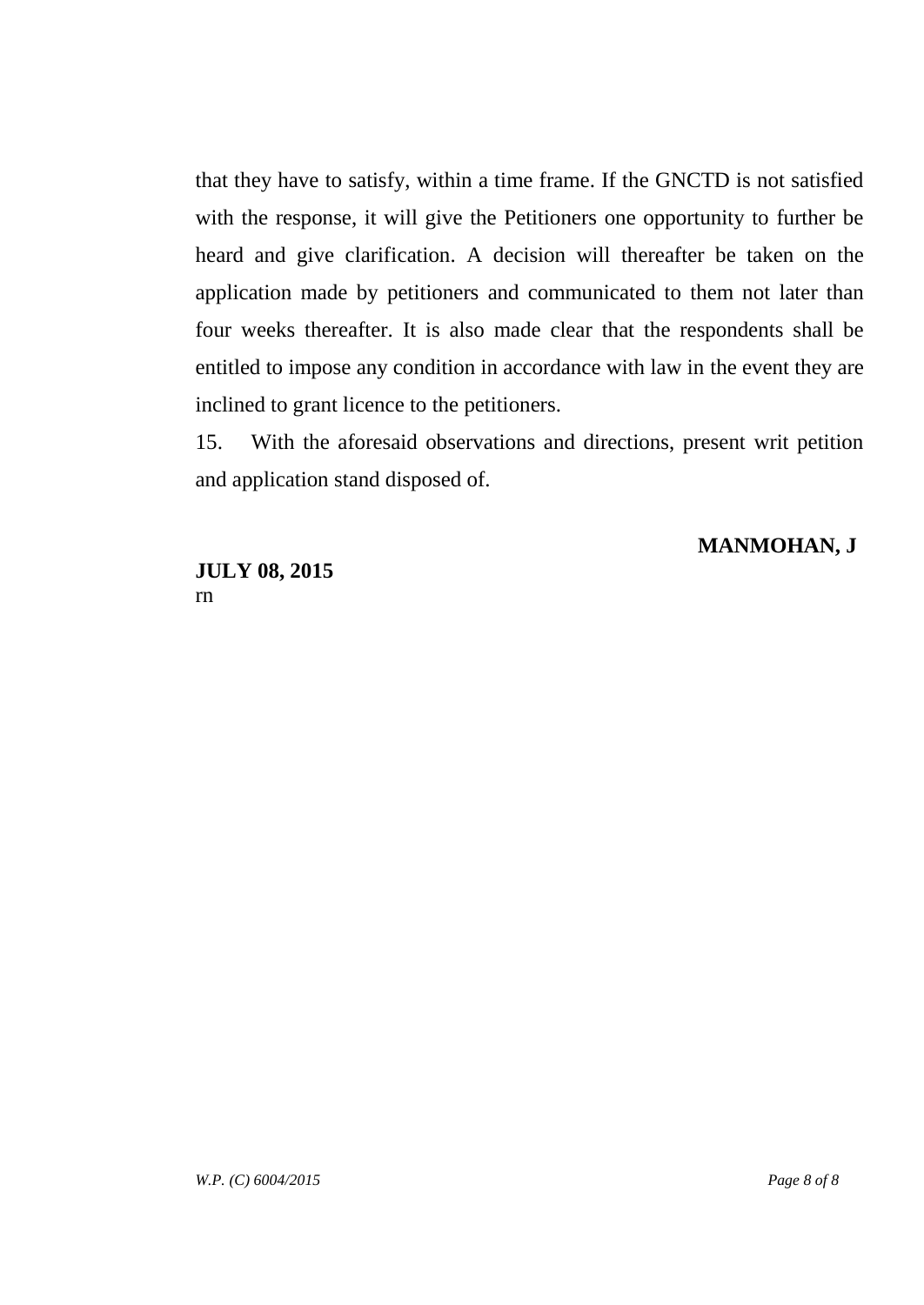that they have to satisfy, within a time frame. If the GNCTD is not satisfied with the response, it will give the Petitioners one opportunity to further be heard and give clarification. A decision will thereafter be taken on the application made by petitioners and communicated to them not later than four weeks thereafter. It is also made clear that the respondents shall be entitled to impose any condition in accordance with law in the event they are inclined to grant licence to the petitioners.

15. With the aforesaid observations and directions, present writ petition and application stand disposed of.

**MANMOHAN, J**

**JULY 08, 2015**

rn